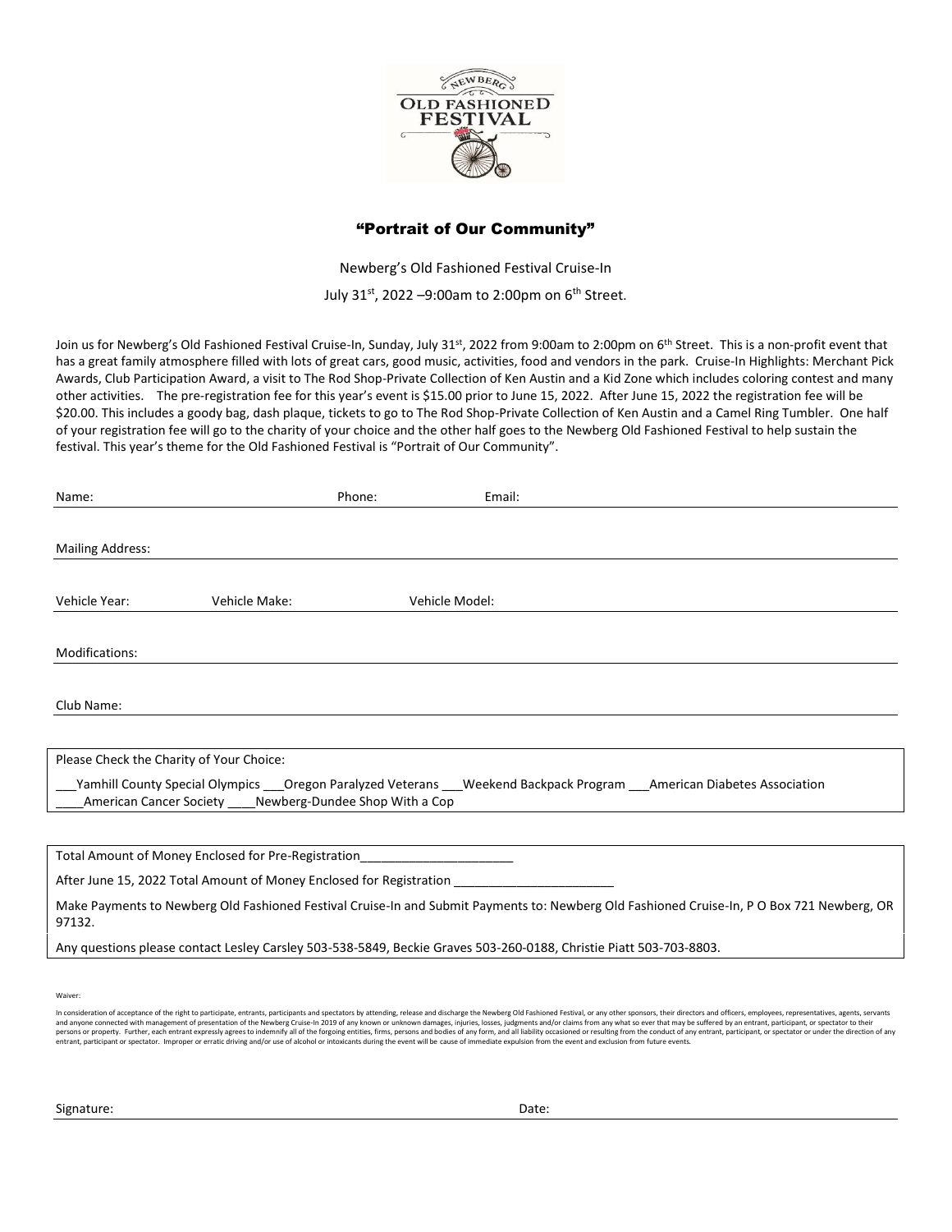NEWBERG OLD FASHIONED FESTIVAL

# "Portrait of Our Community"

Newberg's Old Fashioned Festival Cruise-In

July 31st, 2022 –9:00am to 2:00pm on 6th Street.

Join us for Newberg's Old Fashioned Festival Cruise-In, Sunday, July 31st, 2022 from 9:00am to 2:00pm on 6th Street. This is a non-profit event that has a great family atmosphere filled with lots of great cars, good music, activities, food and vendors in the park. Cruise-In Highlights: Merchant Pick Awards, Club Participation Award, a visit to The Rod Shop-Private Collection of Ken Austin and a Kid Zone which includes coloring contest and many other activities. The pre-registration fee for this year's event is $15.00 prior to June 15, 2022. After June 15, 2022 the registration fee will be $20.00. This includes a goody bag, dash plaque, tickets to go to The Rod Shop-Private Collection of Ken Austin and a Camel Ring Tumbler. One half of your registration fee will go to the charity of your choice and the other half goes to the Newberg Old Fashioned Festival to help sustain the festival. This year's theme for the Old Fashioned Festival is "Portrait of Our Community".

Name: Phone: Email:

Mailing Address:

Vehicle Year: Vehicle Make: Vehicle Model:

Modifications:

Club Name:

Please Check the Charity of Your Choice:

___Yamhill County Special Olympics ___Oregon Paralyzed Veterans ___Weekend Backpack Program ___American Diabetes Association
____American Cancer Society ____Newberg-Dundee Shop With a Cop

Total Amount of Money Enclosed for Pre-Registration______________________

After June 15, 2022 Total Amount of Money Enclosed for Registration _______________________

Make Payments to Newberg Old Fashioned Festival Cruise-In and Submit Payments to: Newberg Old Fashioned Cruise-In, P O Box 721 Newberg, OR 97132.

Any questions please contact Lesley Carsley 503-538-5849, Beckie Graves 503-260-0188, Christie Piatt 503-703-8803.

Waiver:

In consideration of acceptance of the right to participate, entrants, participants and spectators by attending, release and discharge the Newberg Old Fashioned Festival, or any other sponsors, their directors and officers, employees, representatives, agents, servants and anyone connected with management of presentation of the Newberg Cruise-In 2019 of any known or unknown damages, injuries, losses, judgments and/or claims from any what so ever that may be suffered by an entrant, participant, or spectator to their persons or property. Further, each entrant expressly agrees to indemnify all of the forgoing entities, firms, persons and bodies of any form, and all liability occasioned or resulting from the conduct of any entrant, participant, or spectator or under the direction of any entrant, participant or spectator. Improper or erratic driving and/or use of alcohol or intoxicants during the event will be cause of immediate expulsion from the event and exclusion from future events.

Signature: Date: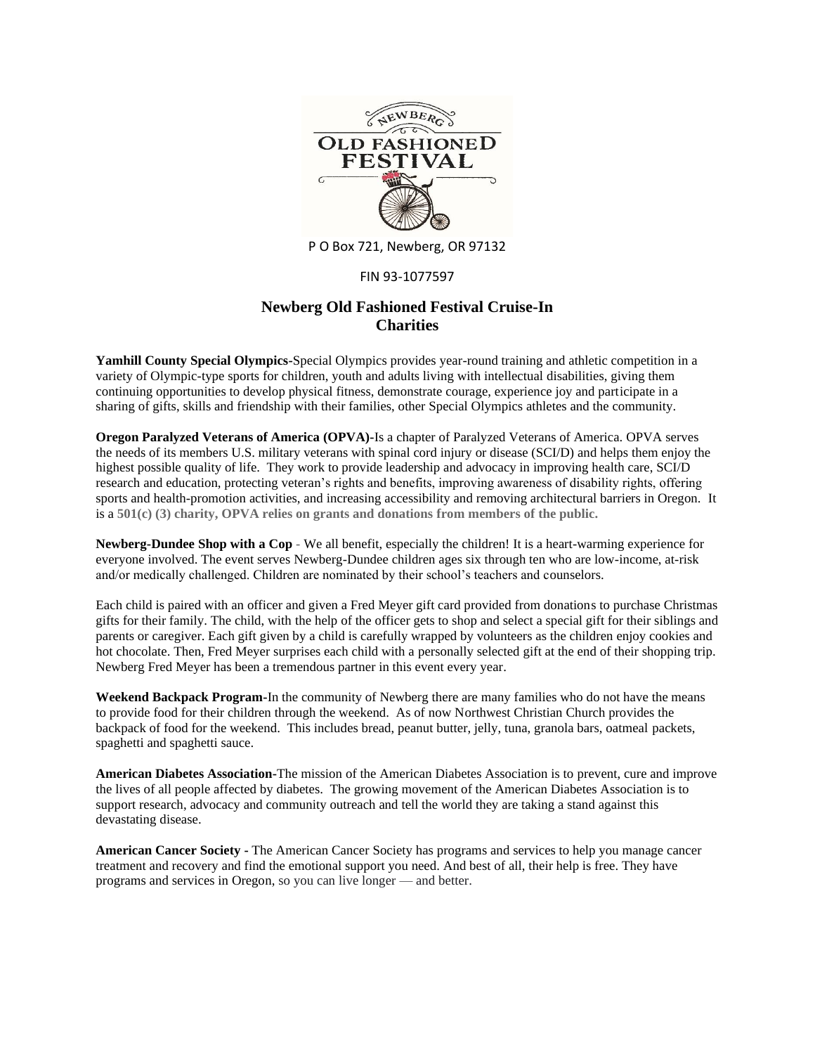P O Box 721, Newberg, OR 97132

FIN 93-1077597

## Newberg Old Fashioned Festival Cruise-In Charities

**Yamhill County Special Olympics-**Special Olympics provides year-round training and athletic competition in a variety of Olympic-type sports for children, youth and adults living with intellectual disabilities, giving them continuing opportunities to develop physical fitness, demonstrate courage, experience joy and participate in a sharing of gifts, skills and friendship with their families, other Special Olympics athletes and the community.

**Oregon Paralyzed Veterans of America (OPVA)-**Is a chapter of Paralyzed Veterans of America. OPVA serves the needs of its members U.S. military veterans with spinal cord injury or disease (SCI/D) and helps them enjoy the highest possible quality of life. They work to provide leadership and advocacy in improving health care, SCI/D research and education, protecting veteran's rights and benefits, improving awareness of disability rights, offering sports and health-promotion activities, and increasing accessibility and removing architectural barriers in Oregon. It is a **501(c) (3) charity, OPVA relies on grants and donations from members of the public.**

**Newberg-Dundee Shop with a Cop** - We all benefit, especially the children! It is a heart-warming experience for everyone involved. The event serves Newberg-Dundee children ages six through ten who are low-income, at-risk and/or medically challenged. Children are nominated by their school's teachers and counselors.

Each child is paired with an officer and given a Fred Meyer gift card provided from donations to purchase Christmas gifts for their family. The child, with the help of the officer gets to shop and select a special gift for their siblings and parents or caregiver. Each gift given by a child is carefully wrapped by volunteers as the children enjoy cookies and hot chocolate. Then, Fred Meyer surprises each child with a personally selected gift at the end of their shopping trip. Newberg Fred Meyer has been a tremendous partner in this event every year.

**Weekend Backpack Program-**In the community of Newberg there are many families who do not have the means to provide food for their children through the weekend. As of now Northwest Christian Church provides the backpack of food for the weekend. This includes bread, peanut butter, jelly, tuna, granola bars, oatmeal packets, spaghetti and spaghetti sauce.

**American Diabetes Association-**The mission of the American Diabetes Association is to prevent, cure and improve the lives of all people affected by diabetes. The growing movement of the American Diabetes Association is to support research, advocacy and community outreach and tell the world they are taking a stand against this devastating disease.

**American Cancer Society -** The American Cancer Society has programs and services to help you manage cancer treatment and recovery and find the emotional support you need. And best of all, their help is free. They have programs and services in Oregon, so you can live longer — and better.